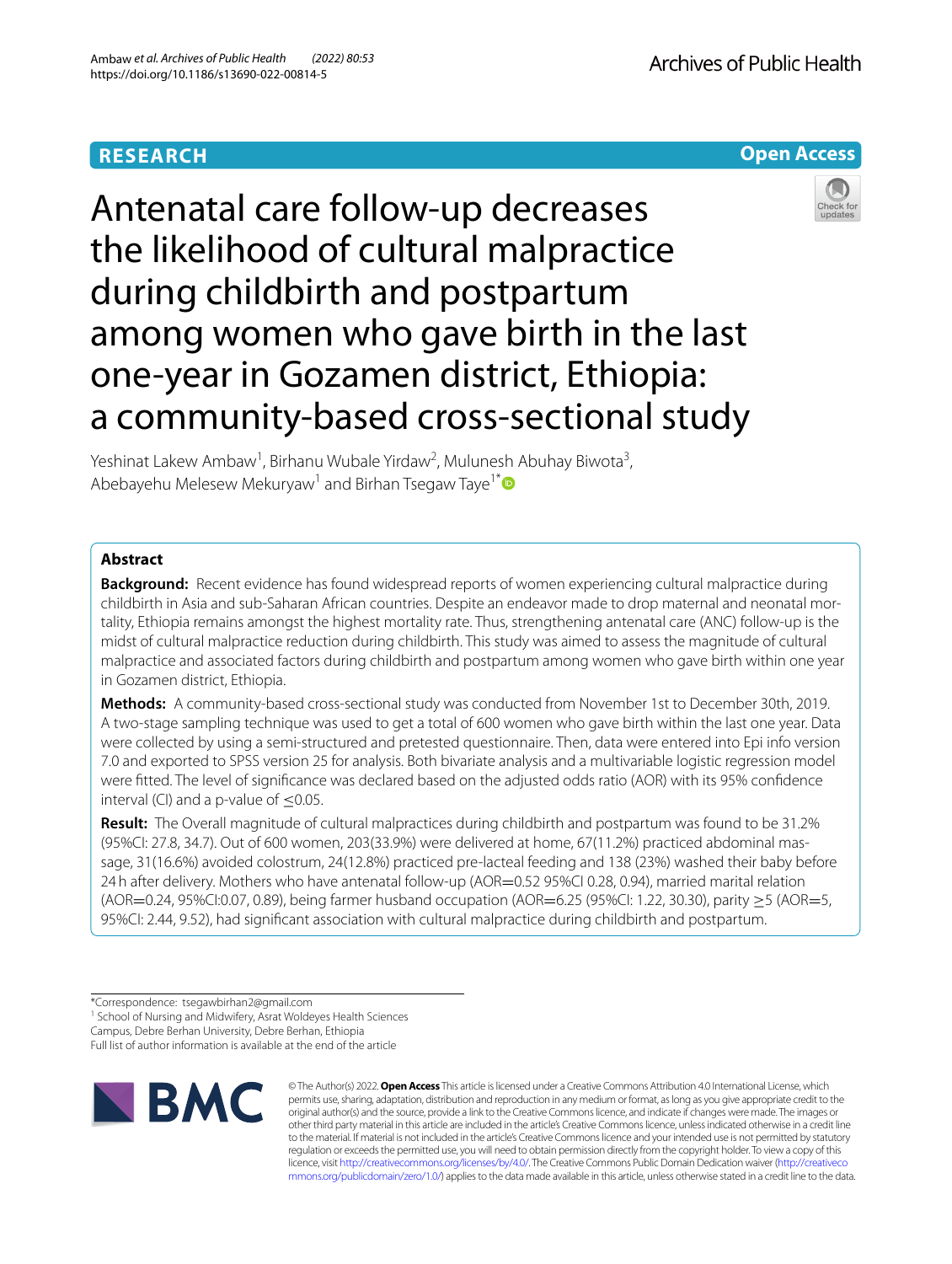**RESEARCH**

**Open Access**

# Antenatal care follow-up decreases the likelihood of cultural malpractice during childbirth and postpartum among women who gave birth in the last one-year in Gozamen district, Ethiopia: a community-based cross-sectional study

Yeshinat Lakew Ambaw[1], Birhanu Wubale Yirdaw[2], Mulunesh Abuhay Biwota[3], Abebayehu Melesew Mekuryaw[1] and Birhan Tsegaw Taye[1*]

## Abstract

**Background:** Recent evidence has found widespread reports of women experiencing cultural malpractice during childbirth in Asia and sub-Saharan African countries. Despite an endeavor made to drop maternal and neonatal mortality, Ethiopia remains amongst the highest mortality rate. Thus, strengthening antenatal care (ANC) follow-up is the midst of cultural malpractice reduction during childbirth. This study was aimed to assess the magnitude of cultural malpractice and associated factors during childbirth and postpartum among women who gave birth within one year in Gozamen district, Ethiopia.

**Methods:** A community-based cross-sectional study was conducted from November 1st to December 30th, 2019. A two-stage sampling technique was used to get a total of 600 women who gave birth within the last one year. Data were collected by using a semi-structured and pretested questionnaire. Then, data were entered into Epi info version 7.0 and exported to SPSS version 25 for analysis. Both bivariate analysis and a multivariable logistic regression model were fitted. The level of significance was declared based on the adjusted odds ratio (AOR) with its 95% confidence interval (CI) and a p-value of ≤0.05.

**Result:** The Overall magnitude of cultural malpractices during childbirth and postpartum was found to be 31.2% (95%CI: 27.8, 34.7). Out of 600 women, 203(33.9%) were delivered at home, 67(11.2%) practiced abdominal massage, 31(16.6%) avoided colostrum, 24(12.8%) practiced pre-lacteal feeding and 138 (23%) washed their baby before 24 h after delivery. Mothers who have antenatal follow-up (AOR=0.52 95%CI 0.28, 0.94), married marital relation (AOR=0.24, 95%CI:0.07, 0.89), being farmer husband occupation (AOR=6.25 (95%CI: 1.22, 30.30), parity ≥5 (AOR=5, 95%CI: 2.44, 9.52), had significant association with cultural malpractice during childbirth and postpartum.

*Correspondence: tsegawbirhan2@gmail.com
[1] School of Nursing and Midwifery, Asrat Woldeyes Health Sciences Campus, Debre Berhan University, Debre Berhan, Ethiopia
Full list of author information is available at the end of the article

© The Author(s) 2022. **Open Access** This article is licensed under a Creative Commons Attribution 4.0 International License, which permits use, sharing, adaptation, distribution and reproduction in any medium or format, as long as you give appropriate credit to the original author(s) and the source, provide a link to the Creative Commons licence, and indicate if changes were made. The images or other third party material in this article are included in the article's Creative Commons licence, unless indicated otherwise in a credit line to the material. If material is not included in the article's Creative Commons licence and your intended use is not permitted by statutory regulation or exceeds the permitted use, you will need to obtain permission directly from the copyright holder. To view a copy of this licence, visit http://creativecommons.org/licenses/by/4.0/. The Creative Commons Public Domain Dedication waiver (http://creativecommons.org/publicdomain/zero/1.0/) applies to the data made available in this article, unless otherwise stated in a credit line to the data.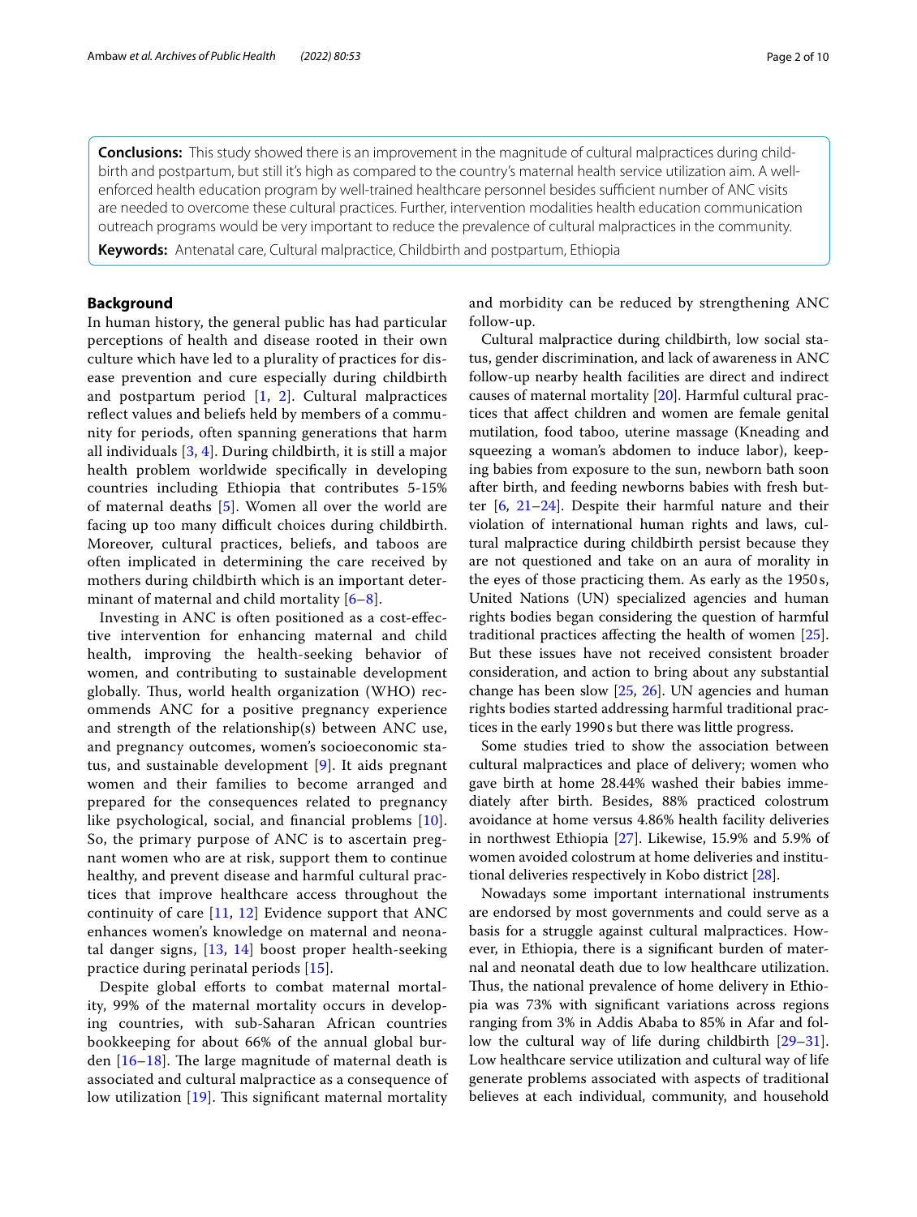**Conclusions:** This study showed there is an improvement in the magnitude of cultural malpractices during childbirth and postpartum, but still it's high as compared to the country's maternal health service utilization aim. A well-enforced health education program by well-trained healthcare personnel besides sufficient number of ANC visits are needed to overcome these cultural practices. Further, intervention modalities health education communication outreach programs would be very important to reduce the prevalence of cultural malpractices in the community.

**Keywords:** Antenatal care, Cultural malpractice, Childbirth and postpartum, Ethiopia

## Background

In human history, the general public has had particular perceptions of health and disease rooted in their own culture which have led to a plurality of practices for disease prevention and cure especially during childbirth and postpartum period [1, 2]. Cultural malpractices reflect values and beliefs held by members of a community for periods, often spanning generations that harm all individuals [3, 4]. During childbirth, it is still a major health problem worldwide specifically in developing countries including Ethiopia that contributes 5-15% of maternal deaths [5]. Women all over the world are facing up too many difficult choices during childbirth. Moreover, cultural practices, beliefs, and taboos are often implicated in determining the care received by mothers during childbirth which is an important determinant of maternal and child mortality [6–8].

Investing in ANC is often positioned as a cost-effective intervention for enhancing maternal and child health, improving the health-seeking behavior of women, and contributing to sustainable development globally. Thus, world health organization (WHO) recommends ANC for a positive pregnancy experience and strength of the relationship(s) between ANC use, and pregnancy outcomes, women's socioeconomic status, and sustainable development [9]. It aids pregnant women and their families to become arranged and prepared for the consequences related to pregnancy like psychological, social, and financial problems [10]. So, the primary purpose of ANC is to ascertain pregnant women who are at risk, support them to continue healthy, and prevent disease and harmful cultural practices that improve healthcare access throughout the continuity of care [11, 12] Evidence support that ANC enhances women's knowledge on maternal and neonatal danger signs, [13, 14] boost proper health-seeking practice during perinatal periods [15].

Despite global efforts to combat maternal mortality, 99% of the maternal mortality occurs in developing countries, with sub-Saharan African countries bookkeeping for about 66% of the annual global burden [16–18]. The large magnitude of maternal death is associated and cultural malpractice as a consequence of low utilization [19]. This significant maternal mortality and morbidity can be reduced by strengthening ANC follow-up.

Cultural malpractice during childbirth, low social status, gender discrimination, and lack of awareness in ANC follow-up nearby health facilities are direct and indirect causes of maternal mortality [20]. Harmful cultural practices that affect children and women are female genital mutilation, food taboo, uterine massage (Kneading and squeezing a woman's abdomen to induce labor), keeping babies from exposure to the sun, newborn bath soon after birth, and feeding newborns babies with fresh butter [6, 21–24]. Despite their harmful nature and their violation of international human rights and laws, cultural malpractice during childbirth persist because they are not questioned and take on an aura of morality in the eyes of those practicing them. As early as the 1950 s, United Nations (UN) specialized agencies and human rights bodies began considering the question of harmful traditional practices affecting the health of women [25]. But these issues have not received consistent broader consideration, and action to bring about any substantial change has been slow [25, 26]. UN agencies and human rights bodies started addressing harmful traditional practices in the early 1990 s but there was little progress.

Some studies tried to show the association between cultural malpractices and place of delivery; women who gave birth at home 28.44% washed their babies immediately after birth. Besides, 88% practiced colostrum avoidance at home versus 4.86% health facility deliveries in northwest Ethiopia [27]. Likewise, 15.9% and 5.9% of women avoided colostrum at home deliveries and institutional deliveries respectively in Kobo district [28].

Nowadays some important international instruments are endorsed by most governments and could serve as a basis for a struggle against cultural malpractices. However, in Ethiopia, there is a significant burden of maternal and neonatal death due to low healthcare utilization. Thus, the national prevalence of home delivery in Ethiopia was 73% with significant variations across regions ranging from 3% in Addis Ababa to 85% in Afar and follow the cultural way of life during childbirth [29–31]. Low healthcare service utilization and cultural way of life generate problems associated with aspects of traditional believes at each individual, community, and household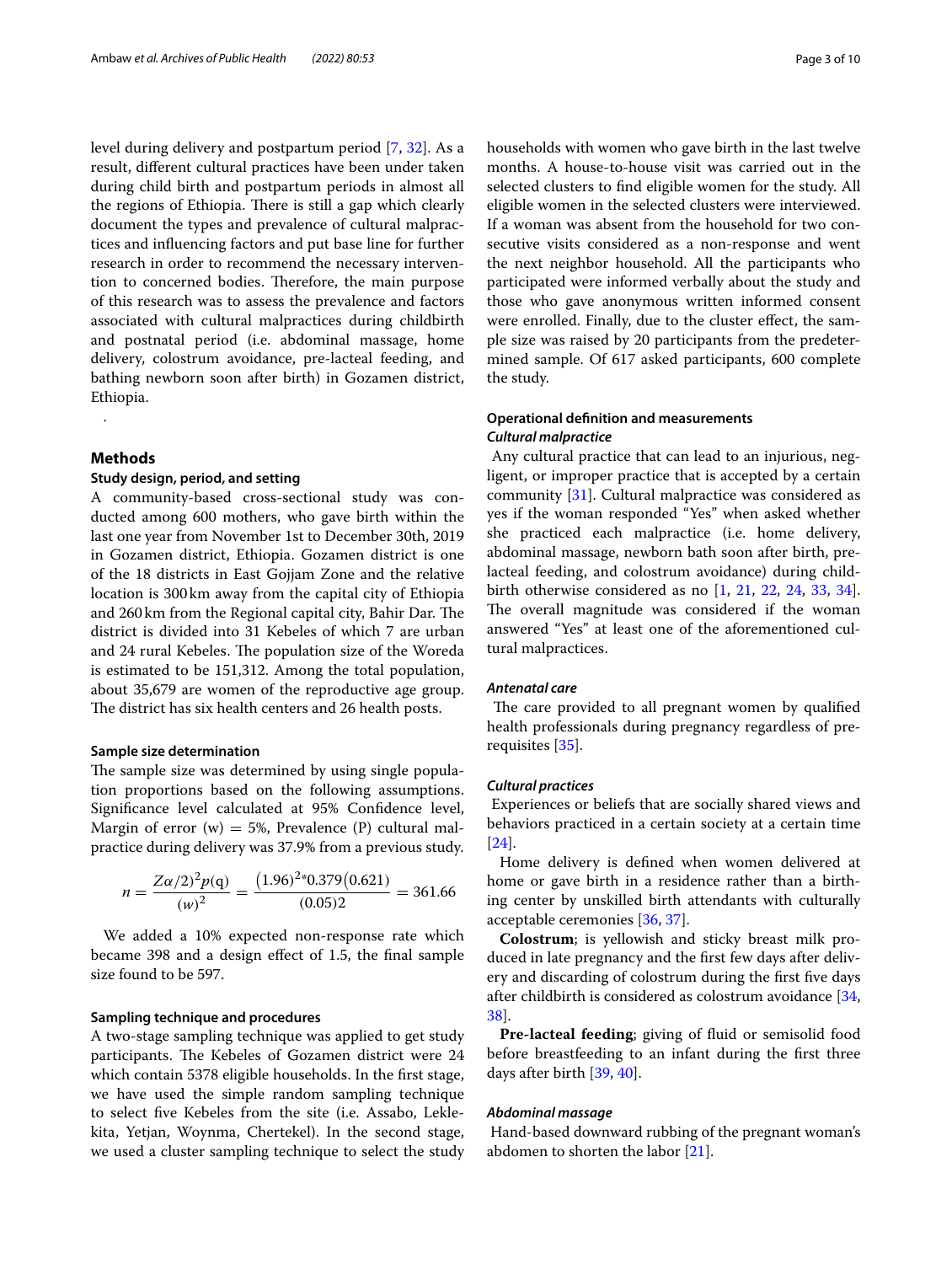level during delivery and postpartum period [7, 32]. As a result, different cultural practices have been under taken during child birth and postpartum periods in almost all the regions of Ethiopia. There is still a gap which clearly document the types and prevalence of cultural malpractices and influencing factors and put base line for further research in order to recommend the necessary intervention to concerned bodies. Therefore, the main purpose of this research was to assess the prevalence and factors associated with cultural malpractices during childbirth and postnatal period (i.e. abdominal massage, home delivery, colostrum avoidance, pre-lacteal feeding, and bathing newborn soon after birth) in Gozamen district, Ethiopia.

.

## Methods

### Study design, period, and setting

A community-based cross-sectional study was conducted among 600 mothers, who gave birth within the last one year from November 1st to December 30th, 2019 in Gozamen district, Ethiopia. Gozamen district is one of the 18 districts in East Gojjam Zone and the relative location is 300 km away from the capital city of Ethiopia and 260 km from the Regional capital city, Bahir Dar. The district is divided into 31 Kebeles of which 7 are urban and 24 rural Kebeles. The population size of the Woreda is estimated to be 151,312. Among the total population, about 35,679 are women of the reproductive age group. The district has six health centers and 26 health posts.

### Sample size determination

The sample size was determined by using single population proportions based on the following assumptions. Significance level calculated at 95% Confidence level, Margin of error (w) = 5%, Prevalence (P) cultural malpractice during delivery was 37.9% from a previous study.

$$n = \frac{Z\alpha/2)^2 p(\mathrm{q})}{(w)^2} = \frac{(1.96)^{2*}0.379(0.621)}{(0.05)2} = 361.66$$

We added a 10% expected non-response rate which became 398 and a design effect of 1.5, the final sample size found to be 597.

### Sampling technique and procedures

A two-stage sampling technique was applied to get study participants. The Kebeles of Gozamen district were 24 which contain 5378 eligible households. In the first stage, we have used the simple random sampling technique to select five Kebeles from the site (i.e. Assabo, Leklekita, Yetjan, Woynma, Chertekel). In the second stage, we used a cluster sampling technique to select the study households with women who gave birth in the last twelve months. A house-to-house visit was carried out in the selected clusters to find eligible women for the study. All eligible women in the selected clusters were interviewed. If a woman was absent from the household for two consecutive visits considered as a non-response and went the next neighbor household. All the participants who participated were informed verbally about the study and those who gave anonymous written informed consent were enrolled. Finally, due to the cluster effect, the sample size was raised by 20 participants from the predetermined sample. Of 617 asked participants, 600 complete the study.

### Operational definition and measurements

#### *Cultural malpractice*

Any cultural practice that can lead to an injurious, negligent, or improper practice that is accepted by a certain community [31]. Cultural malpractice was considered as yes if the woman responded "Yes" when asked whether she practiced each malpractice (i.e. home delivery, abdominal massage, newborn bath soon after birth, pre-lacteal feeding, and colostrum avoidance) during childbirth otherwise considered as no [1, 21, 22, 24, 33, 34]. The overall magnitude was considered if the woman answered "Yes" at least one of the aforementioned cultural malpractices.

#### *Antenatal care*

The care provided to all pregnant women by qualified health professionals during pregnancy regardless of prerequisites [35].

#### *Cultural practices*

Experiences or beliefs that are socially shared views and behaviors practiced in a certain society at a certain time [24].

Home delivery is defined when women delivered at home or gave birth in a residence rather than a birthing center by unskilled birth attendants with culturally acceptable ceremonies [36, 37].

**Colostrum**; is yellowish and sticky breast milk produced in late pregnancy and the first few days after delivery and discarding of colostrum during the first five days after childbirth is considered as colostrum avoidance [34, 38].

**Pre-lacteal feeding**; giving of fluid or semisolid food before breastfeeding to an infant during the first three days after birth [39, 40].

#### *Abdominal massage*

Hand-based downward rubbing of the pregnant woman's abdomen to shorten the labor [21].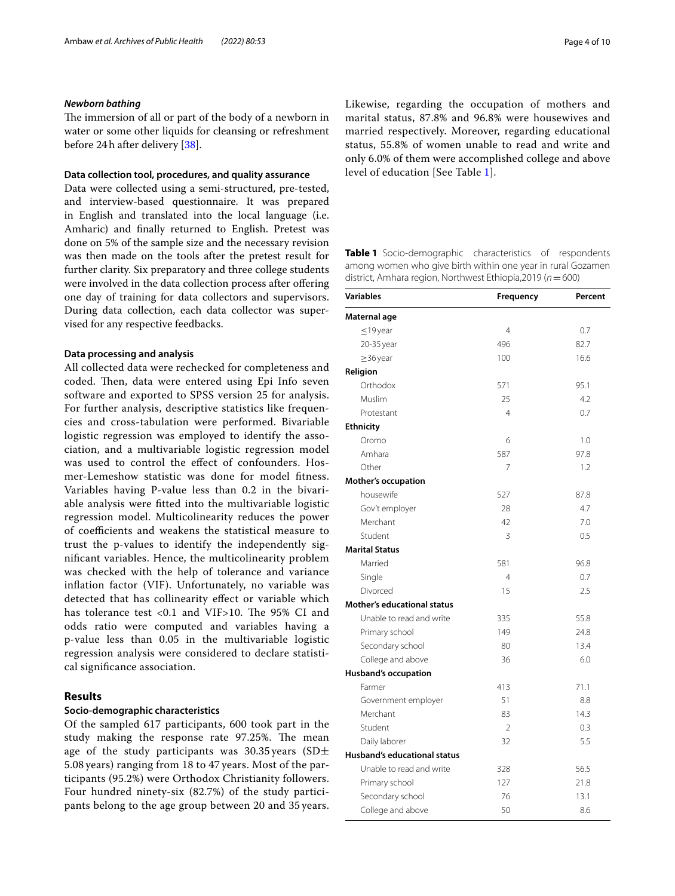### *Newborn bathing*

The immersion of all or part of the body of a newborn in water or some other liquids for cleansing or refreshment before 24 h after delivery [38].

#### Data collection tool, procedures, and quality assurance

Data were collected using a semi-structured, pre-tested, and interview-based questionnaire. It was prepared in English and translated into the local language (i.e. Amharic) and finally returned to English. Pretest was done on 5% of the sample size and the necessary revision was then made on the tools after the pretest result for further clarity. Six preparatory and three college students were involved in the data collection process after offering one day of training for data collectors and supervisors. During data collection, each data collector was supervised for any respective feedbacks.

#### Data processing and analysis

All collected data were rechecked for completeness and coded. Then, data were entered using Epi Info seven software and exported to SPSS version 25 for analysis. For further analysis, descriptive statistics like frequencies and cross-tabulation were performed. Bivariable logistic regression was employed to identify the association, and a multivariable logistic regression model was used to control the effect of confounders. Hosmer-Lemeshow statistic was done for model fitness. Variables having P-value less than 0.2 in the bivariable analysis were fitted into the multivariable logistic regression model. Multicolinearity reduces the power of coefficients and weakens the statistical measure to trust the p-values to identify the independently significant variables. Hence, the multicolinearity problem was checked with the help of tolerance and variance inflation factor (VIF). Unfortunately, no variable was detected that has collinearity effect or variable which has tolerance test <0.1 and VIF>10. The 95% CI and odds ratio were computed and variables having a p-value less than 0.05 in the multivariable logistic regression analysis were considered to declare statistical significance association.

## Results

#### Socio-demographic characteristics

Of the sampled 617 participants, 600 took part in the study making the response rate 97.25%. The mean age of the study participants was 30.35 years (SD± 5.08 years) ranging from 18 to 47 years. Most of the participants (95.2%) were Orthodox Christianity followers. Four hundred ninety-six (82.7%) of the study participants belong to the age group between 20 and 35 years. Likewise, regarding the occupation of mothers and marital status, 87.8% and 96.8% were housewives and married respectively. Moreover, regarding educational status, 55.8% of women unable to read and write and only 6.0% of them were accomplished college and above level of education [See Table 1].

**Table 1** Socio-demographic characteristics of respondents among women who give birth within one year in rural Gozamen district, Amhara region, Northwest Ethiopia,2019 (*n* = 600)

| Variables | Frequency | Percent |
|---|---|---|
| **Maternal age** | | |
| ≤19 year | 4 | 0.7 |
| 20-35 year | 496 | 82.7 |
| ≥36 year | 100 | 16.6 |
| **Religion** | | |
| Orthodox | 571 | 95.1 |
| Muslim | 25 | 4.2 |
| Protestant | 4 | 0.7 |
| **Ethnicity** | | |
| Oromo | 6 | 1.0 |
| Amhara | 587 | 97.8 |
| Other | 7 | 1.2 |
| **Mother's occupation** | | |
| housewife | 527 | 87.8 |
| Gov't employer | 28 | 4.7 |
| Merchant | 42 | 7.0 |
| Student | 3 | 0.5 |
| **Marital Status** | | |
| Married | 581 | 96.8 |
| Single | 4 | 0.7 |
| Divorced | 15 | 2.5 |
| **Mother's educational status** | | |
| Unable to read and write | 335 | 55.8 |
| Primary school | 149 | 24.8 |
| Secondary school | 80 | 13.4 |
| College and above | 36 | 6.0 |
| **Husband's occupation** | | |
| Farmer | 413 | 71.1 |
| Government employer | 51 | 8.8 |
| Merchant | 83 | 14.3 |
| Student | 2 | 0.3 |
| Daily laborer | 32 | 5.5 |
| **Husband's educational status** | | |
| Unable to read and write | 328 | 56.5 |
| Primary school | 127 | 21.8 |
| Secondary school | 76 | 13.1 |
| College and above | 50 | 8.6 |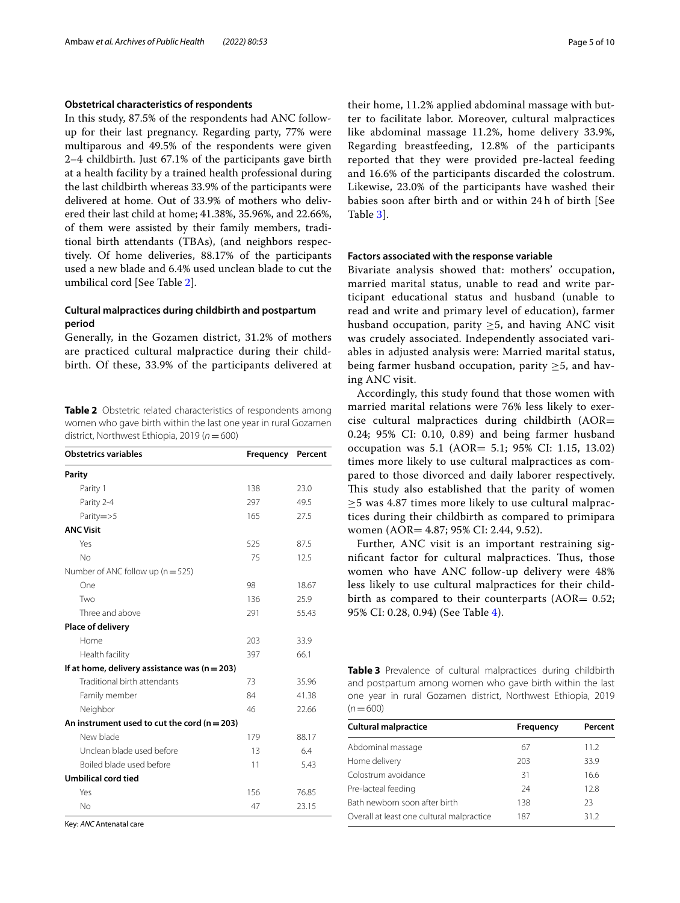### Obstetrical characteristics of respondents

In this study, 87.5% of the respondents had ANC follow-up for their last pregnancy. Regarding party, 77% were multiparous and 49.5% of the respondents were given 2–4 childbirth. Just 67.1% of the participants gave birth at a health facility by a trained health professional during the last childbirth whereas 33.9% of the participants were delivered at home. Out of 33.9% of mothers who delivered their last child at home; 41.38%, 35.96%, and 22.66%, of them were assisted by their family members, traditional birth attendants (TBAs), (and neighbors respectively. Of home deliveries, 88.17% of the participants used a new blade and 6.4% used unclean blade to cut the umbilical cord [See Table 2].

### Cultural malpractices during childbirth and postpartum period

Generally, in the Gozamen district, 31.2% of mothers are practiced cultural malpractice during their childbirth. Of these, 33.9% of the participants delivered at their home, 11.2% applied abdominal massage with butter to facilitate labor. Moreover, cultural malpractices like abdominal massage 11.2%, home delivery 33.9%, Regarding breastfeeding, 12.8% of the participants reported that they were provided pre-lacteal feeding and 16.6% of the participants discarded the colostrum. Likewise, 23.0% of the participants have washed their babies soon after birth and or within 24 h of birth [See Table 3].

**Table 2** Obstetric related characteristics of respondents among women who gave birth within the last one year in rural Gozamen district, Northwest Ethiopia, 2019 (*n* = 600)

| Obstetrics variables | Frequency | Percent |
|---|---|---|
| **Parity** | | |
| Parity 1 | 138 | 23.0 |
| Parity 2-4 | 297 | 49.5 |
| Parity=>5 | 165 | 27.5 |
| **ANC Visit** | | |
| Yes | 525 | 87.5 |
| No | 75 | 12.5 |
| Number of ANC follow up (n = 525) | | |
| One | 98 | 18.67 |
| Two | 136 | 25.9 |
| Three and above | 291 | 55.43 |
| **Place of delivery** | | |
| Home | 203 | 33.9 |
| Health facility | 397 | 66.1 |
| **If at home, delivery assistance was (n = 203)** | | |
| Traditional birth attendants | 73 | 35.96 |
| Family member | 84 | 41.38 |
| Neighbor | 46 | 22.66 |
| **An instrument used to cut the cord (n = 203)** | | |
| New blade | 179 | 88.17 |
| Unclean blade used before | 13 | 6.4 |
| Boiled blade used before | 11 | 5.43 |
| **Umbilical cord tied** | | |
| Yes | 156 | 76.85 |
| No | 47 | 23.15 |

Key: *ANC* Antenatal care

### Factors associated with the response variable

Bivariate analysis showed that: mothers' occupation, married marital status, unable to read and write participant educational status and husband (unable to read and write and primary level of education), farmer husband occupation, parity ≥5, and having ANC visit was crudely associated. Independently associated variables in adjusted analysis were: Married marital status, being farmer husband occupation, parity ≥5, and having ANC visit.

Accordingly, this study found that those women with married marital relations were 76% less likely to exercise cultural malpractices during childbirth (AOR= 0.24; 95% CI: 0.10, 0.89) and being farmer husband occupation was 5.1 (AOR= 5.1; 95% CI: 1.15, 13.02) times more likely to use cultural malpractices as compared to those divorced and daily laborer respectively. This study also established that the parity of women ≥5 was 4.87 times more likely to use cultural malpractices during their childbirth as compared to primipara women (AOR= 4.87; 95% CI: 2.44, 9.52).

Further, ANC visit is an important restraining significant factor for cultural malpractices. Thus, those women who have ANC follow-up delivery were 48% less likely to use cultural malpractices for their childbirth as compared to their counterparts (AOR= 0.52; 95% CI: 0.28, 0.94) (See Table 4).

**Table 3** Prevalence of cultural malpractices during childbirth and postpartum among women who gave birth within the last one year in rural Gozamen district, Northwest Ethiopia, 2019 (*n* = 600)

| Cultural malpractice | Frequency | Percent |
|---|---|---|
| Abdominal massage | 67 | 11.2 |
| Home delivery | 203 | 33.9 |
| Colostrum avoidance | 31 | 16.6 |
| Pre-lacteal feeding | 24 | 12.8 |
| Bath newborn soon after birth | 138 | 23 |
| Overall at least one cultural malpractice | 187 | 31.2 |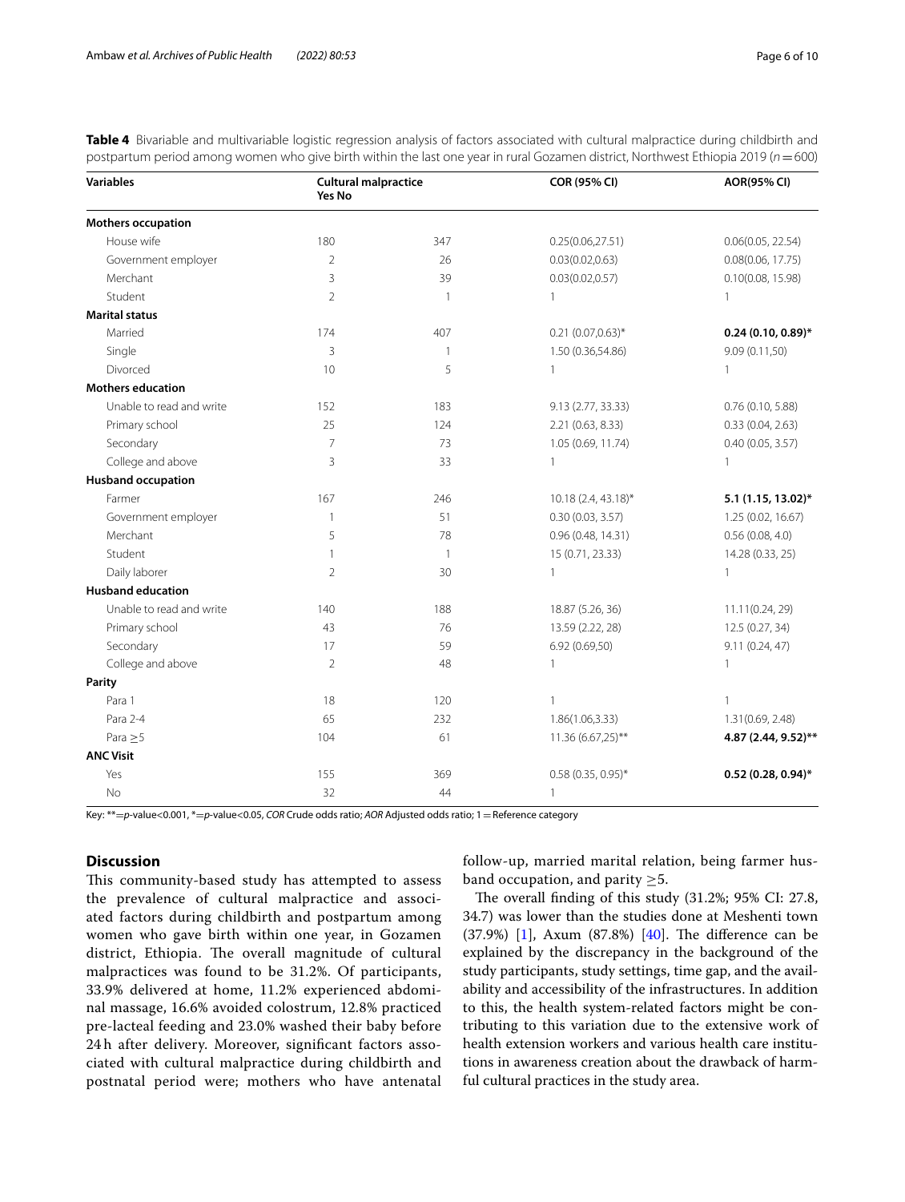**Table 4** Bivariable and multivariable logistic regression analysis of factors associated with cultural malpractice during childbirth and postpartum period among women who give birth within the last one year in rural Gozamen district, Northwest Ethiopia 2019 (*n* = 600)

| Variables | Cultural malpractice | | COR (95% CI) | AOR(95% CI) |
|---|---|---|---|---|
| | Yes | No | | |
| **Mothers occupation** | | | | |
| House wife | 180 | 347 | 0.25(0.06,27.51) | 0.06(0.05, 22.54) |
| Government employer | 2 | 26 | 0.03(0.02,0.63) | 0.08(0.06, 17.75) |
| Merchant | 3 | 39 | 0.03(0.02,0.57) | 0.10(0.08, 15.98) |
| Student | 2 | 1 | 1 | 1 |
| **Marital status** | | | | |
| Married | 174 | 407 | 0.21 (0.07,0.63)* | **0.24 (0.10, 0.89)*** |
| Single | 3 | 1 | 1.50 (0.36,54.86) | 9.09 (0.11,50) |
| Divorced | 10 | 5 | 1 | 1 |
| **Mothers education** | | | | |
| Unable to read and write | 152 | 183 | 9.13 (2.77, 33.33) | 0.76 (0.10, 5.88) |
| Primary school | 25 | 124 | 2.21 (0.63, 8.33) | 0.33 (0.04, 2.63) |
| Secondary | 7 | 73 | 1.05 (0.69, 11.74) | 0.40 (0.05, 3.57) |
| College and above | 3 | 33 | 1 | 1 |
| **Husband occupation** | | | | |
| Farmer | 167 | 246 | 10.18 (2.4, 43.18)* | **5.1 (1.15, 13.02)*** |
| Government employer | 1 | 51 | 0.30 (0.03, 3.57) | 1.25 (0.02, 16.67) |
| Merchant | 5 | 78 | 0.96 (0.48, 14.31) | 0.56 (0.08, 4.0) |
| Student | 1 | 1 | 15 (0.71, 23.33) | 14.28 (0.33, 25) |
| Daily laborer | 2 | 30 | 1 | 1 |
| **Husband education** | | | | |
| Unable to read and write | 140 | 188 | 18.87 (5.26, 36) | 11.11(0.24, 29) |
| Primary school | 43 | 76 | 13.59 (2.22, 28) | 12.5 (0.27, 34) |
| Secondary | 17 | 59 | 6.92 (0.69,50) | 9.11 (0.24, 47) |
| College and above | 2 | 48 | 1 | 1 |
| **Parity** | | | | |
| Para 1 | 18 | 120 | 1 | 1 |
| Para 2-4 | 65 | 232 | 1.86(1.06,3.33) | 1.31(0.69, 2.48) |
| Para ≥5 | 104 | 61 | 11.36 (6.67,25)** | **4.87 (2.44, 9.52)**** |
| **ANC Visit** | | | | |
| Yes | 155 | 369 | 0.58 (0.35, 0.95)* | **0.52 (0.28, 0.94)*** |
| No | 32 | 44 | 1 | |

Key: **=*p*-value<0.001, *=*p*-value<0.05, *COR* Crude odds ratio; *AOR* Adjusted odds ratio; 1 = Reference category

## Discussion

This community-based study has attempted to assess the prevalence of cultural malpractice and associated factors during childbirth and postpartum among women who gave birth within one year, in Gozamen district, Ethiopia. The overall magnitude of cultural malpractices was found to be 31.2%. Of participants, 33.9% delivered at home, 11.2% experienced abdominal massage, 16.6% avoided colostrum, 12.8% practiced pre-lacteal feeding and 23.0% washed their baby before 24 h after delivery. Moreover, significant factors associated with cultural malpractice during childbirth and postnatal period were; mothers who have antenatal follow-up, married marital relation, being farmer husband occupation, and parity ≥5.

The overall finding of this study (31.2%; 95% CI: 27.8, 34.7) was lower than the studies done at Meshenti town (37.9%) [1], Axum (87.8%) [40]. The difference can be explained by the discrepancy in the background of the study participants, study settings, time gap, and the availability and accessibility of the infrastructures. In addition to this, the health system-related factors might be contributing to this variation due to the extensive work of health extension workers and various health care institutions in awareness creation about the drawback of harmful cultural practices in the study area.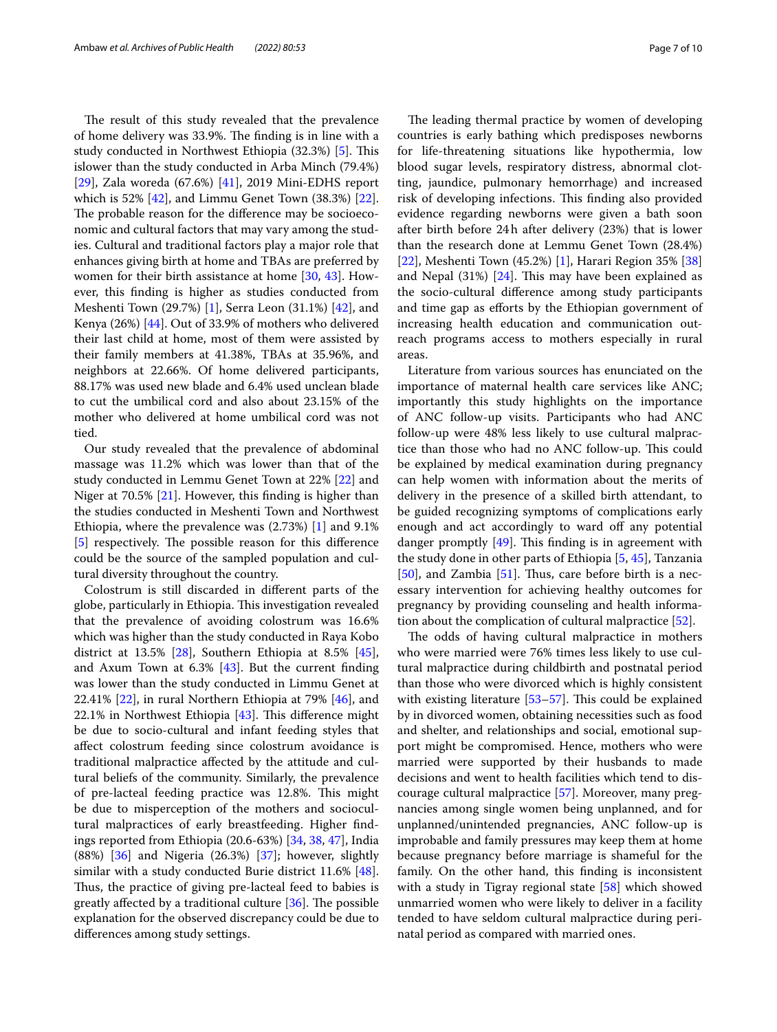The result of this study revealed that the prevalence of home delivery was 33.9%. The finding is in line with a study conducted in Northwest Ethiopia (32.3%) [5]. This islower than the study conducted in Arba Minch (79.4%) [29], Zala woreda (67.6%) [41], 2019 Mini-EDHS report which is 52% [42], and Limmu Genet Town (38.3%) [22]. The probable reason for the difference may be socioeconomic and cultural factors that may vary among the studies. Cultural and traditional factors play a major role that enhances giving birth at home and TBAs are preferred by women for their birth assistance at home [30, 43]. However, this finding is higher as studies conducted from Meshenti Town (29.7%) [1], Serra Leon (31.1%) [42], and Kenya (26%) [44]. Out of 33.9% of mothers who delivered their last child at home, most of them were assisted by their family members at 41.38%, TBAs at 35.96%, and neighbors at 22.66%. Of home delivered participants, 88.17% was used new blade and 6.4% used unclean blade to cut the umbilical cord and also about 23.15% of the mother who delivered at home umbilical cord was not tied.

Our study revealed that the prevalence of abdominal massage was 11.2% which was lower than that of the study conducted in Lemmu Genet Town at 22% [22] and Niger at 70.5% [21]. However, this finding is higher than the studies conducted in Meshenti Town and Northwest Ethiopia, where the prevalence was (2.73%) [1] and 9.1% [5] respectively. The possible reason for this difference could be the source of the sampled population and cultural diversity throughout the country.

Colostrum is still discarded in different parts of the globe, particularly in Ethiopia. This investigation revealed that the prevalence of avoiding colostrum was 16.6% which was higher than the study conducted in Raya Kobo district at 13.5% [28], Southern Ethiopia at 8.5% [45], and Axum Town at 6.3% [43]. But the current finding was lower than the study conducted in Limmu Genet at 22.41% [22], in rural Northern Ethiopia at 79% [46], and 22.1% in Northwest Ethiopia [43]. This difference might be due to socio-cultural and infant feeding styles that affect colostrum feeding since colostrum avoidance is traditional malpractice affected by the attitude and cultural beliefs of the community. Similarly, the prevalence of pre-lacteal feeding practice was 12.8%. This might be due to misperception of the mothers and sociocultural malpractices of early breastfeeding. Higher findings reported from Ethiopia (20.6-63%) [34, 38, 47], India (88%) [36] and Nigeria (26.3%) [37]; however, slightly similar with a study conducted Burie district 11.6% [48]. Thus, the practice of giving pre-lacteal feed to babies is greatly affected by a traditional culture [36]. The possible explanation for the observed discrepancy could be due to differences among study settings.

The leading thermal practice by women of developing countries is early bathing which predisposes newborns for life-threatening situations like hypothermia, low blood sugar levels, respiratory distress, abnormal clotting, jaundice, pulmonary hemorrhage) and increased risk of developing infections. This finding also provided evidence regarding newborns were given a bath soon after birth before 24 h after delivery (23%) that is lower than the research done at Lemmu Genet Town (28.4%) [22], Meshenti Town (45.2%) [1], Harari Region 35% [38] and Nepal (31%) [24]. This may have been explained as the socio-cultural difference among study participants and time gap as efforts by the Ethiopian government of increasing health education and communication outreach programs access to mothers especially in rural areas.

Literature from various sources has enunciated on the importance of maternal health care services like ANC; importantly this study highlights on the importance of ANC follow-up visits. Participants who had ANC follow-up were 48% less likely to use cultural malpractice than those who had no ANC follow-up. This could be explained by medical examination during pregnancy can help women with information about the merits of delivery in the presence of a skilled birth attendant, to be guided recognizing symptoms of complications early enough and act accordingly to ward off any potential danger promptly [49]. This finding is in agreement with the study done in other parts of Ethiopia [5, 45], Tanzania [50], and Zambia [51]. Thus, care before birth is a necessary intervention for achieving healthy outcomes for pregnancy by providing counseling and health information about the complication of cultural malpractice [52].

The odds of having cultural malpractice in mothers who were married were 76% times less likely to use cultural malpractice during childbirth and postnatal period than those who were divorced which is highly consistent with existing literature [53–57]. This could be explained by in divorced women, obtaining necessities such as food and shelter, and relationships and social, emotional support might be compromised. Hence, mothers who were married were supported by their husbands to made decisions and went to health facilities which tend to discourage cultural malpractice [57]. Moreover, many pregnancies among single women being unplanned, and for unplanned/unintended pregnancies, ANC follow-up is improbable and family pressures may keep them at home because pregnancy before marriage is shameful for the family. On the other hand, this finding is inconsistent with a study in Tigray regional state [58] which showed unmarried women who were likely to deliver in a facility tended to have seldom cultural malpractice during perinatal period as compared with married ones.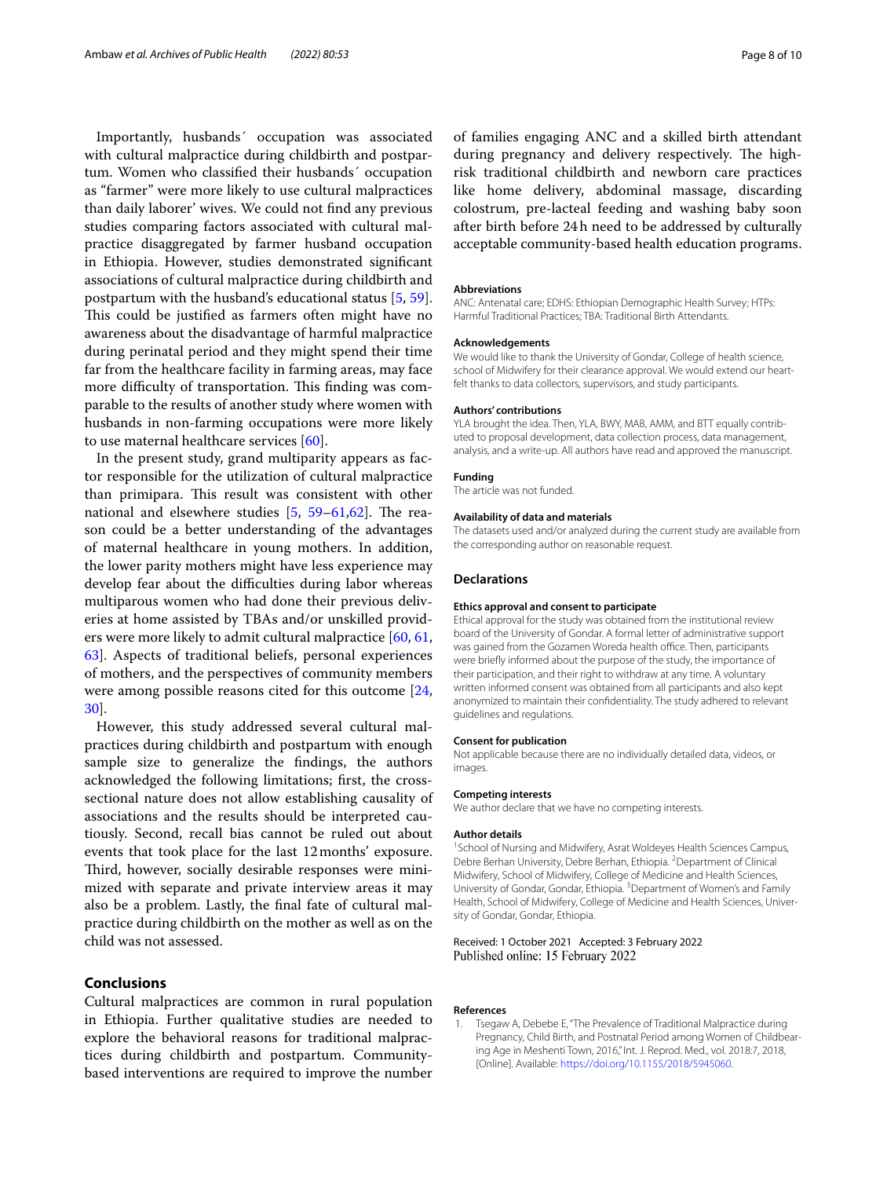Importantly, husbands´ occupation was associated with cultural malpractice during childbirth and postpartum. Women who classified their husbands´ occupation as "farmer" were more likely to use cultural malpractices than daily laborer' wives. We could not find any previous studies comparing factors associated with cultural malpractice disaggregated by farmer husband occupation in Ethiopia. However, studies demonstrated significant associations of cultural malpractice during childbirth and postpartum with the husband's educational status [5, 59]. This could be justified as farmers often might have no awareness about the disadvantage of harmful malpractice during perinatal period and they might spend their time far from the healthcare facility in farming areas, may face more difficulty of transportation. This finding was comparable to the results of another study where women with husbands in non-farming occupations were more likely to use maternal healthcare services [60].

In the present study, grand multiparity appears as factor responsible for the utilization of cultural malpractice than primipara. This result was consistent with other national and elsewhere studies [5, 59–61,62]. The reason could be a better understanding of the advantages of maternal healthcare in young mothers. In addition, the lower parity mothers might have less experience may develop fear about the difficulties during labor whereas multiparous women who had done their previous deliveries at home assisted by TBAs and/or unskilled providers were more likely to admit cultural malpractice [60, 61, 63]. Aspects of traditional beliefs, personal experiences of mothers, and the perspectives of community members were among possible reasons cited for this outcome [24, 30].

However, this study addressed several cultural malpractices during childbirth and postpartum with enough sample size to generalize the findings, the authors acknowledged the following limitations; first, the cross-sectional nature does not allow establishing causality of associations and the results should be interpreted cautiously. Second, recall bias cannot be ruled out about events that took place for the last 12 months' exposure. Third, however, socially desirable responses were minimized with separate and private interview areas it may also be a problem. Lastly, the final fate of cultural malpractice during childbirth on the mother as well as on the child was not assessed.

## Conclusions

Cultural malpractices are common in rural population in Ethiopia. Further qualitative studies are needed to explore the behavioral reasons for traditional malpractices during childbirth and postpartum. Community-based interventions are required to improve the number of families engaging ANC and a skilled birth attendant during pregnancy and delivery respectively. The high-risk traditional childbirth and newborn care practices like home delivery, abdominal massage, discarding colostrum, pre-lacteal feeding and washing baby soon after birth before 24 h need to be addressed by culturally acceptable community-based health education programs.

#### Abbreviations

ANC: Antenatal care; EDHS: Ethiopian Demographic Health Survey; HTPs: Harmful Traditional Practices; TBA: Traditional Birth Attendants.

#### Acknowledgements

We would like to thank the University of Gondar, College of health science, school of Midwifery for their clearance approval. We would extend our heartfelt thanks to data collectors, supervisors, and study participants.

#### Authors' contributions

YLA brought the idea. Then, YLA, BWY, MAB, AMM, and BTT equally contributed to proposal development, data collection process, data management, analysis, and a write-up. All authors have read and approved the manuscript.

#### Funding

The article was not funded.

#### Availability of data and materials

The datasets used and/or analyzed during the current study are available from the corresponding author on reasonable request.

### Declarations

#### Ethics approval and consent to participate

Ethical approval for the study was obtained from the institutional review board of the University of Gondar. A formal letter of administrative support was gained from the Gozamen Woreda health office. Then, participants were briefly informed about the purpose of the study, the importance of their participation, and their right to withdraw at any time. A voluntary written informed consent was obtained from all participants and also kept anonymized to maintain their confidentiality. The study adhered to relevant guidelines and regulations.

#### Consent for publication

Not applicable because there are no individually detailed data, videos, or images.

#### Competing interests

We author declare that we have no competing interests.

#### Author details

[1]School of Nursing and Midwifery, Asrat Woldeyes Health Sciences Campus, Debre Berhan University, Debre Berhan, Ethiopia. [2]Department of Clinical Midwifery, School of Midwifery, College of Medicine and Health Sciences, University of Gondar, Gondar, Ethiopia. [3]Department of Women's and Family Health, School of Midwifery, College of Medicine and Health Sciences, University of Gondar, Gondar, Ethiopia.

Received: 1 October 2021 Accepted: 3 February 2022
Published online: 15 February 2022

#### References

1. Tsegaw A, Debebe E, "The Prevalence of Traditional Malpractice during Pregnancy, Child Birth, and Postnatal Period among Women of Childbearing Age in Meshenti Town, 2016," Int. J. Reprod. Med., vol. 2018:7, 2018, [Online]. Available: https://doi.org/10.1155/2018/5945060.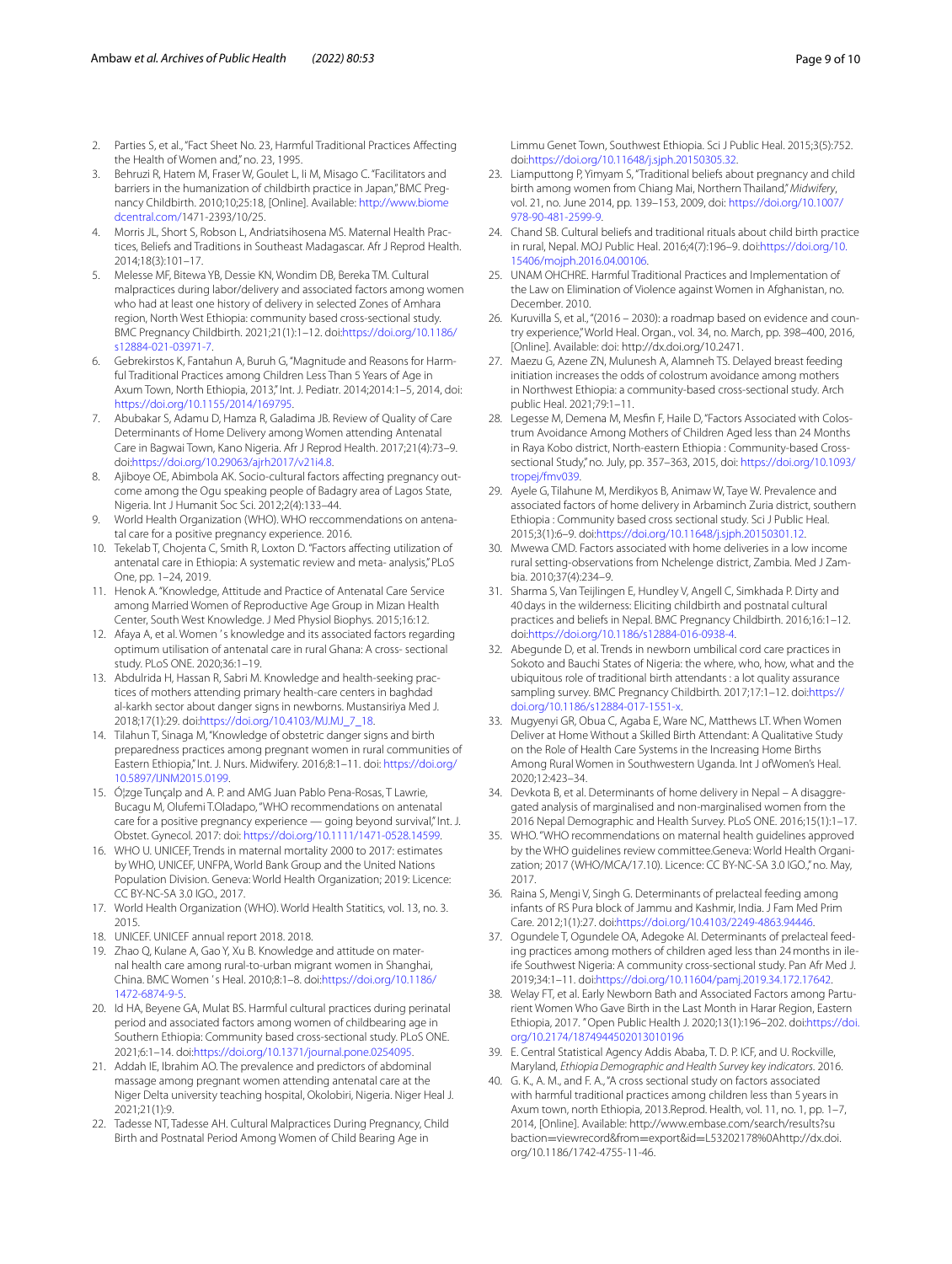2. Parties S, et al., "Fact Sheet No. 23, Harmful Traditional Practices Affecting the Health of Women and," no. 23, 1995.
3. Behruzi R, Hatem M, Fraser W, Goulet L, Ii M, Misago C. "Facilitators and barriers in the humanization of childbirth practice in Japan," BMC Pregnancy Childbirth. 2010;10;25:18, [Online]. Available: http://www.biomedcentral.com/1471-2393/10/25.
4. Morris JL, Short S, Robson L, Andriatsihosena MS. Maternal Health Practices, Beliefs and Traditions in Southeast Madagascar. Afr J Reprod Health. 2014;18(3):101–17.
5. Melesse MF, Bitewa YB, Dessie KN, Wondim DB, Bereka TM. Cultural malpractices during labor/delivery and associated factors among women who had at least one history of delivery in selected Zones of Amhara region, North West Ethiopia: community based cross-sectional study. BMC Pregnancy Childbirth. 2021;21(1):1–12. doi:https://doi.org/10.1186/s12884-021-03971-7.
6. Gebrekirstos K, Fantahun A, Buruh G, "Magnitude and Reasons for Harmful Traditional Practices among Children Less Than 5 Years of Age in Axum Town, North Ethiopia, 2013," Int. J. Pediatr. 2014;2014:1–5, 2014, doi: https://doi.org/10.1155/2014/169795.
7. Abubakar S, Adamu D, Hamza R, Galadima JB. Review of Quality of Care Determinants of Home Delivery among Women attending Antenatal Care in Bagwai Town, Kano Nigeria. Afr J Reprod Health. 2017;21(4):73–9. doi:https://doi.org/10.29063/ajrh2017/v21i4.8.
8. Ajiboye OE, Abimbola AK. Socio-cultural factors affecting pregnancy outcome among the Ogu speaking people of Badagry area of Lagos State, Nigeria. Int J Humanit Soc Sci. 2012;2(4):133–44.
9. World Health Organization (WHO). WHO reccommendations on antenatal care for a positive pregnancy experience. 2016.
10. Tekelab T, Chojenta C, Smith R, Loxton D. "Factors affecting utilization of antenatal care in Ethiopia: A systematic review and meta- analysis," PLoS One, pp. 1–24, 2019.
11. Henok A. "Knowledge, Attitude and Practice of Antenatal Care Service among Married Women of Reproductive Age Group in Mizan Health Center, South West Knowledge. J Med Physiol Biophys. 2015;16:12.
12. Afaya A, et al. Women ' s knowledge and its associated factors regarding optimum utilisation of antenatal care in rural Ghana: A cross- sectional study. PLoS ONE. 2020;36:1–19.
13. Abdulrida H, Hassan R, Sabri M. Knowledge and health-seeking practices of mothers attending primary health-care centers in baghdad al-karkh sector about danger signs in newborns. Mustansiriya Med J. 2018;17(1):29. doi:https://doi.org/10.4103/MJ.MJ_7_18.
14. Tilahun T, Sinaga M, "Knowledge of obstetric danger signs and birth preparedness practices among pregnant women in rural communities of Eastern Ethiopia," Int. J. Nurs. Midwifery. 2016;8:1–11. doi: https://doi.org/10.5897/IJNM2015.0199.
15. Ö¦zge Tunçalp and A. P. and AMG Juan Pablo Pena-Rosas, T Lawrie, Bucagu M, Olufemi T.Oladapo, "WHO recommendations on antenatal care for a positive pregnancy experience — going beyond survival," Int. J. Obstet. Gynecol. 2017: doi: https://doi.org/10.1111/1471-0528.14599.
16. WHO U. UNICEF, Trends in maternal mortality 2000 to 2017: estimates by WHO, UNICEF, UNFPA, World Bank Group and the United Nations Population Division. Geneva: World Health Organization; 2019: Licence: CC BY-NC-SA 3.0 IGO., 2017.
17. World Health Organization (WHO). World Health Statitics, vol. 13, no. 3. 2015.
18. UNICEF. UNICEF annual report 2018. 2018.
19. Zhao Q, Kulane A, Gao Y, Xu B. Knowledge and attitude on maternal health care among rural-to-urban migrant women in Shanghai, China. BMC Women ' s Heal. 2010;8:1–8. doi:https://doi.org/10.1186/1472-6874-9-5.
20. Id HA, Beyene GA, Mulat BS. Harmful cultural practices during perinatal period and associated factors among women of childbearing age in Southern Ethiopia: Community based cross-sectional study. PLoS ONE. 2021;6:1–14. doi:https://doi.org/10.1371/journal.pone.0254095.
21. Addah IE, Ibrahim AO. The prevalence and predictors of abdominal massage among pregnant women attending antenatal care at the Niger Delta university teaching hospital, Okolobiri, Nigeria. Niger Heal J. 2021;21(1):9.
22. Tadesse NT, Tadesse AH. Cultural Malpractices During Pregnancy, Child Birth and Postnatal Period Among Women of Child Bearing Age in Limmu Genet Town, Southwest Ethiopia. Sci J Public Heal. 2015;3(5):752. doi:https://doi.org/10.11648/j.sjph.20150305.32.
23. Liamputtong P, Yimyam S, "Traditional beliefs about pregnancy and child birth among women from Chiang Mai, Northern Thailand," *Midwifery*, vol. 21, no. June 2014, pp. 139–153, 2009, doi: https://doi.org/10.1007/978-90-481-2599-9.
24. Chand SB. Cultural beliefs and traditional rituals about child birth practice in rural, Nepal. MOJ Public Heal. 2016;4(7):196–9. doi:https://doi.org/10.15406/mojph.2016.04.00106.
25. UNAM OHCHRE. Harmful Traditional Practices and Implementation of the Law on Elimination of Violence against Women in Afghanistan, no. December. 2010.
26. Kuruvilla S, et al., "(2016 – 2030): a roadmap based on evidence and country experience," World Heal. Organ., vol. 34, no. March, pp. 398–400, 2016, [Online]. Available: doi: http://dx.doi.org/10.2471.
27. Maezu G, Azene ZN, Mulunesh A, Alamneh TS. Delayed breast feeding initiation increases the odds of colostrum avoidance among mothers in Northwest Ethiopia: a community-based cross-sectional study. Arch public Heal. 2021;79:1–11.
28. Legesse M, Demena M, Mesfin F, Haile D, "Factors Associated with Colostrum Avoidance Among Mothers of Children Aged less than 24 Months in Raya Kobo district, North-eastern Ethiopia : Community-based Cross-sectional Study," no. July, pp. 357–363, 2015, doi: https://doi.org/10.1093/tropej/fmv039.
29. Ayele G, Tilahune M, Merdikyos B, Animaw W, Taye W. Prevalence and associated factors of home delivery in Arbaminch Zuria district, southern Ethiopia : Community based cross sectional study. Sci J Public Heal. 2015;3(1):6–9. doi:https://doi.org/10.11648/j.sjph.20150301.12.
30. Mwewa CMD. Factors associated with home deliveries in a low income rural setting-observations from Nchelenge district, Zambia. Med J Zambia. 2010;37(4):234–9.
31. Sharma S, Van Teijlingen E, Hundley V, Angell C, Simkhada P. Dirty and 40 days in the wilderness: Eliciting childbirth and postnatal cultural practices and beliefs in Nepal. BMC Pregnancy Childbirth. 2016;16:1–12. doi:https://doi.org/10.1186/s12884-016-0938-4.
32. Abegunde D, et al. Trends in newborn umbilical cord care practices in Sokoto and Bauchi States of Nigeria: the where, who, how, what and the ubiquitous role of traditional birth attendants : a lot quality assurance sampling survey. BMC Pregnancy Childbirth. 2017;17:1–12. doi:https://doi.org/10.1186/s12884-017-1551-x.
33. Mugyenyi GR, Obua C, Agaba E, Ware NC, Matthews LT. When Women Deliver at Home Without a Skilled Birth Attendant: A Qualitative Study on the Role of Health Care Systems in the Increasing Home Births Among Rural Women in Southwestern Uganda. Int J ofWomen's Heal. 2020;12:423–34.
34. Devkota B, et al. Determinants of home delivery in Nepal – A disaggregated analysis of marginalised and non-marginalised women from the 2016 Nepal Demographic and Health Survey. PLoS ONE. 2016;15(1):1–17.
35. WHO. "WHO recommendations on maternal health guidelines approved by the WHO guidelines review committee.Geneva: World Health Organization; 2017 (WHO/MCA/17.10). Licence: CC BY-NC-SA 3.0 IGO.," no. May, 2017.
36. Raina S, Mengi V, Singh G. Determinants of prelacteal feeding among infants of RS Pura block of Jammu and Kashmir, India. J Fam Med Prim Care. 2012;1(1):27. doi:https://doi.org/10.4103/2249-4863.94446.
37. Ogundele T, Ogundele OA, Adegoke AI. Determinants of prelacteal feeding practices among mothers of children aged less than 24 months in ile-ife Southwest Nigeria: A community cross-sectional study. Pan Afr Med J. 2019;34:1–11. doi:https://doi.org/10.11604/pamj.2019.34.172.17642.
38. Welay FT, et al. Early Newborn Bath and Associated Factors among Parturient Women Who Gave Birth in the Last Month in Harar Region, Eastern Ethiopia, 2017. " Open Public Health J. 2020;13(1):196–202. doi:https://doi.org/10.2174/1874944502013010196
39. E. Central Statistical Agency Addis Ababa, T. D. P. ICF, and U. Rockville, Maryland, *Ethiopia Demographic and Health Survey key indicators*. 2016.
40. G. K., A. M., and F. A., "A cross sectional study on factors associated with harmful traditional practices among children less than 5 years in Axum town, north Ethiopia, 2013.Reprod. Health, vol. 11, no. 1, pp. 1–7, 2014, [Online]. Available: http://www.embase.com/search/results?subaction=viewrecord&from=export&id=L53202178%0Ahttp://dx.doi.org/10.1186/1742-4755-11-46.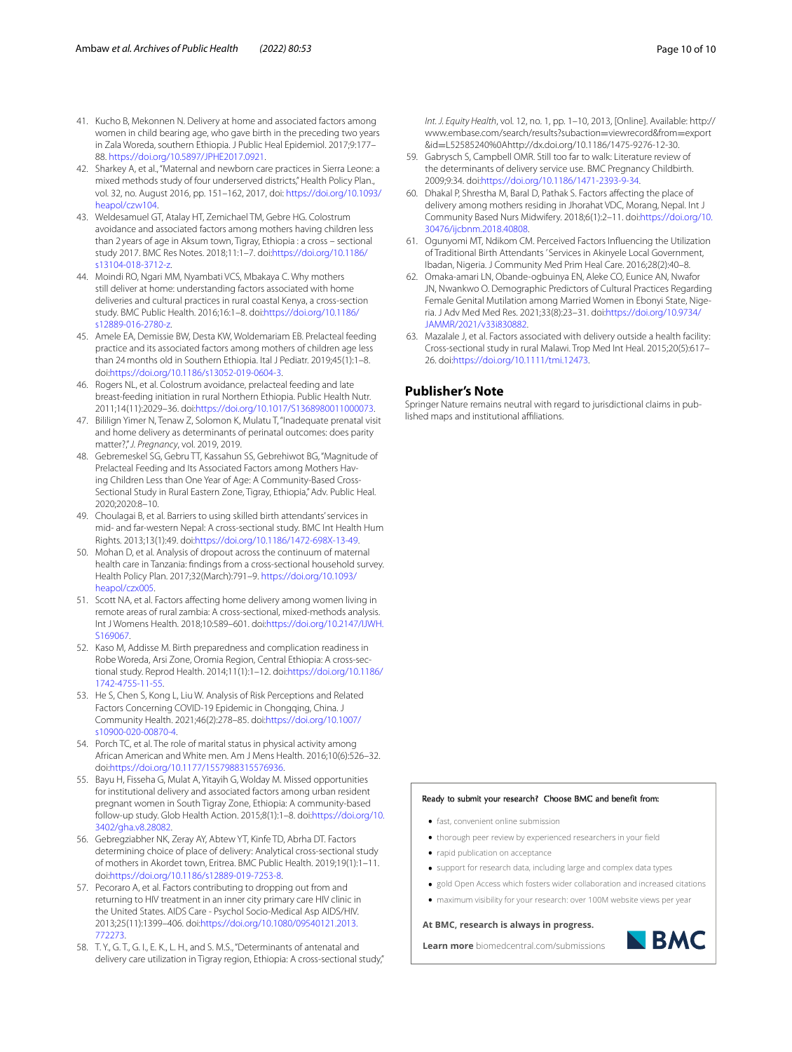41. Kucho B, Mekonnen N. Delivery at home and associated factors among women in child bearing age, who gave birth in the preceding two years in Zala Woreda, southern Ethiopia. J Public Heal Epidemiol. 2017;9:177–88. https://doi.org/10.5897/JPHE2017.0921.
42. Sharkey A, et al., "Maternal and newborn care practices in Sierra Leone: a mixed methods study of four underserved districts," Health Policy Plan., vol. 32, no. August 2016, pp. 151–162, 2017, doi: https://doi.org/10.1093/heapol/czw104.
43. Weldesamuel GT, Atalay HT, Zemichael TM, Gebre HG. Colostrum avoidance and associated factors among mothers having children less than 2 years of age in Aksum town, Tigray, Ethiopia : a cross – sectional study 2017. BMC Res Notes. 2018;11:1–7. doi:https://doi.org/10.1186/s13104-018-3712-z.
44. Moindi RO, Ngari MM, Nyambati VCS, Mbakaya C. Why mothers still deliver at home: understanding factors associated with home deliveries and cultural practices in rural coastal Kenya, a cross-section study. BMC Public Health. 2016;16:1–8. doi:https://doi.org/10.1186/s12889-016-2780-z.
45. Amele EA, Demissie BW, Desta KW, Woldemariam EB. Prelacteal feeding practice and its associated factors among mothers of children age less than 24 months old in Southern Ethiopia. Ital J Pediatr. 2019;45(1):1–8. doi:https://doi.org/10.1186/s13052-019-0604-3.
46. Rogers NL, et al. Colostrum avoidance, prelacteal feeding and late breast-feeding initiation in rural Northern Ethiopia. Public Health Nutr. 2011;14(11):2029–36. doi:https://doi.org/10.1017/S1368980011000073.
47. Bililign Yimer N, Tenaw Z, Solomon K, Mulatu T, "Inadequate prenatal visit and home delivery as determinants of perinatal outcomes: does parity matter?," *J. Pregnancy*, vol. 2019, 2019.
48. Gebremeskel SG, Gebru TT, Kassahun SS, Gebrehiwot BG, "Magnitude of Prelacteal Feeding and Its Associated Factors among Mothers Having Children Less than One Year of Age: A Community-Based Cross-Sectional Study in Rural Eastern Zone, Tigray, Ethiopia," Adv. Public Heal. 2020;2020:8–10.
49. Choulagai B, et al. Barriers to using skilled birth attendants' services in mid- and far-western Nepal: A cross-sectional study. BMC Int Health Hum Rights. 2013;13(1):49. doi:https://doi.org/10.1186/1472-698X-13-49.
50. Mohan D, et al. Analysis of dropout across the continuum of maternal health care in Tanzania: findings from a cross-sectional household survey. Health Policy Plan. 2017;32(March):791–9. https://doi.org/10.1093/heapol/czx005.
51. Scott NA, et al. Factors affecting home delivery among women living in remote areas of rural zambia: A cross-sectional, mixed-methods analysis. Int J Womens Health. 2018;10:589–601. doi:https://doi.org/10.2147/IJWH.S169067.
52. Kaso M, Addisse M. Birth preparedness and complication readiness in Robe Woreda, Arsi Zone, Oromia Region, Central Ethiopia: A cross-sectional study. Reprod Health. 2014;11(1):1–12. doi:https://doi.org/10.1186/1742-4755-11-55.
53. He S, Chen S, Kong L, Liu W. Analysis of Risk Perceptions and Related Factors Concerning COVID-19 Epidemic in Chongqing, China. J Community Health. 2021;46(2):278–85. doi:https://doi.org/10.1007/s10900-020-00870-4.
54. Porch TC, et al. The role of marital status in physical activity among African American and White men. Am J Mens Health. 2016;10(6):526–32. doi:https://doi.org/10.1177/1557988315576936.
55. Bayu H, Fisseha G, Mulat A, Yitayih G, Wolday M. Missed opportunities for institutional delivery and associated factors among urban resident pregnant women in South Tigray Zone, Ethiopia: A community-based follow-up study. Glob Health Action. 2015;8(1):1–8. doi:https://doi.org/10.3402/gha.v8.28082.
56. Gebregziabher NK, Zeray AY, Abtew YT, Kinfe TD, Abrha DT. Factors determining choice of place of delivery: Analytical cross-sectional study of mothers in Akordet town, Eritrea. BMC Public Health. 2019;19(1):1–11. doi:https://doi.org/10.1186/s12889-019-7253-8.
57. Pecoraro A, et al. Factors contributing to dropping out from and returning to HIV treatment in an inner city primary care HIV clinic in the United States. AIDS Care - Psychol Socio-Medical Asp AIDS/HIV. 2013;25(11):1399–406. doi:https://doi.org/10.1080/09540121.2013.772273.
58. T. Y., G. T., G. I., E. K., L. H., and S. M.S., "Determinants of antenatal and delivery care utilization in Tigray region, Ethiopia: A cross-sectional study," *Int. J. Equity Health*, vol. 12, no. 1, pp. 1–10, 2013, [Online]. Available: http://www.embase.com/search/results?subaction=viewrecord&from=export&id=L52585240%0Ahttp://dx.doi.org/10.1186/1475-9276-12-30.
59. Gabrysch S, Campbell OMR. Still too far to walk: Literature review of the determinants of delivery service use. BMC Pregnancy Childbirth. 2009;9:34. doi:https://doi.org/10.1186/1471-2393-9-34.
60. Dhakal P, Shrestha M, Baral D, Pathak S. Factors affecting the place of delivery among mothers residing in Jhorahat VDC, Morang, Nepal. Int J Community Based Nurs Midwifery. 2018;6(1):2–11. doi:https://doi.org/10.30476/ijcbnm.2018.40808.
61. Ogunyomi MT, Ndikom CM. Perceived Factors Influencing the Utilization of Traditional Birth Attendants ' Services in Akinyele Local Government, Ibadan, Nigeria. J Community Med Prim Heal Care. 2016;28(2):40–8.
62. Omaka-amari LN, Obande-ogbuinya EN, Aleke CO, Eunice AN, Nwafor JN, Nwankwo O. Demographic Predictors of Cultural Practices Regarding Female Genital Mutilation among Married Women in Ebonyi State, Nigeria. J Adv Med Med Res. 2021;33(8):23–31. doi:https://doi.org/10.9734/JAMMR/2021/v33i830882.
63. Mazalale J, et al. Factors associated with delivery outside a health facility: Cross-sectional study in rural Malawi. Trop Med Int Heal. 2015;20(5):617–26. doi:https://doi.org/10.1111/tmi.12473.

## Publisher's Note

Springer Nature remains neutral with regard to jurisdictional claims in published maps and institutional affiliations.

Ready to submit your research? Choose BMC and benefit from:

- fast, convenient online submission
- thorough peer review by experienced researchers in your field
- rapid publication on acceptance
- support for research data, including large and complex data types
- gold Open Access which fosters wider collaboration and increased citations
- maximum visibility for your research: over 100M website views per year

**At BMC, research is always in progress.**

**Learn more** biomedcentral.com/submissions

BMC